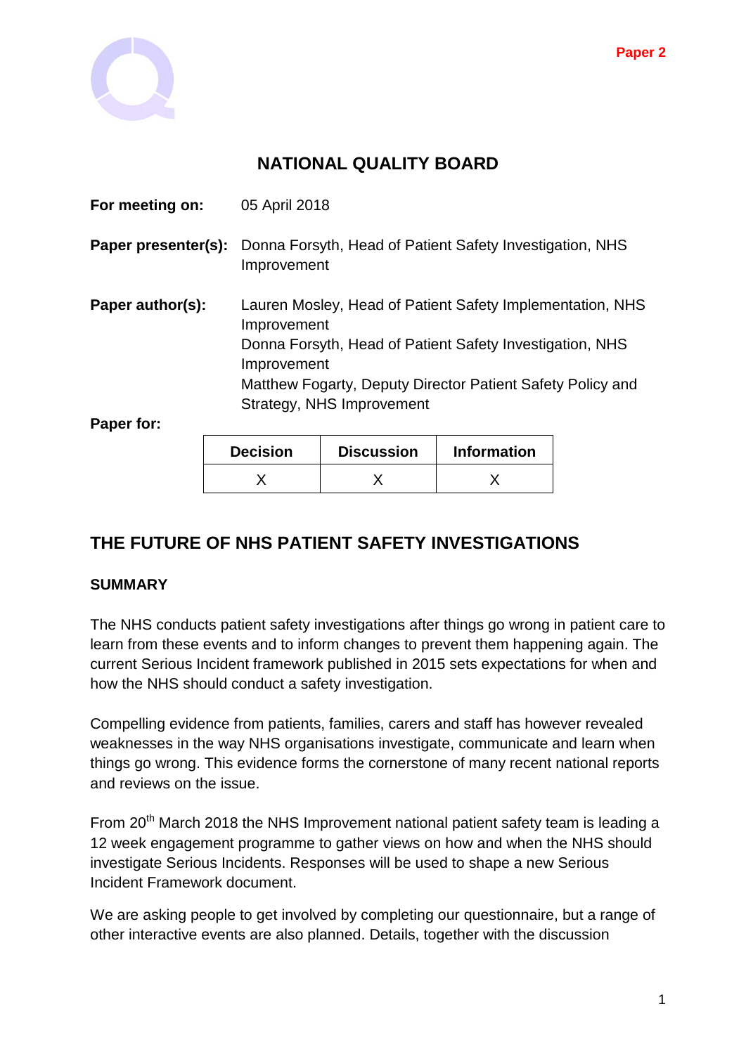Paper 2

# NATIONAL QUALITY BOARD

**For meeting on:** 05 April 2018

**Paper presenter(s):** Donna Forsyth, Head of Patient Safety Investigation, NHS Improvement

**Paper author(s):** Lauren Mosley, Head of Patient Safety Implementation, NHS Improvement
Donna Forsyth, Head of Patient Safety Investigation, NHS Improvement
Matthew Fogarty, Deputy Director Patient Safety Policy and Strategy, NHS Improvement

**Paper for:**

| Decision | Discussion | Information |
|---|---|---|
| X | X | X |

## THE FUTURE OF NHS PATIENT SAFETY INVESTIGATIONS

### SUMMARY

The NHS conducts patient safety investigations after things go wrong in patient care to learn from these events and to inform changes to prevent them happening again. The current Serious Incident framework published in 2015 sets expectations for when and how the NHS should conduct a safety investigation.

Compelling evidence from patients, families, carers and staff has however revealed weaknesses in the way NHS organisations investigate, communicate and learn when things go wrong. This evidence forms the cornerstone of many recent national reports and reviews on the issue.

From 20th March 2018 the NHS Improvement national patient safety team is leading a 12 week engagement programme to gather views on how and when the NHS should investigate Serious Incidents. Responses will be used to shape a new Serious Incident Framework document.

We are asking people to get involved by completing our questionnaire, but a range of other interactive events are also planned. Details, together with the discussion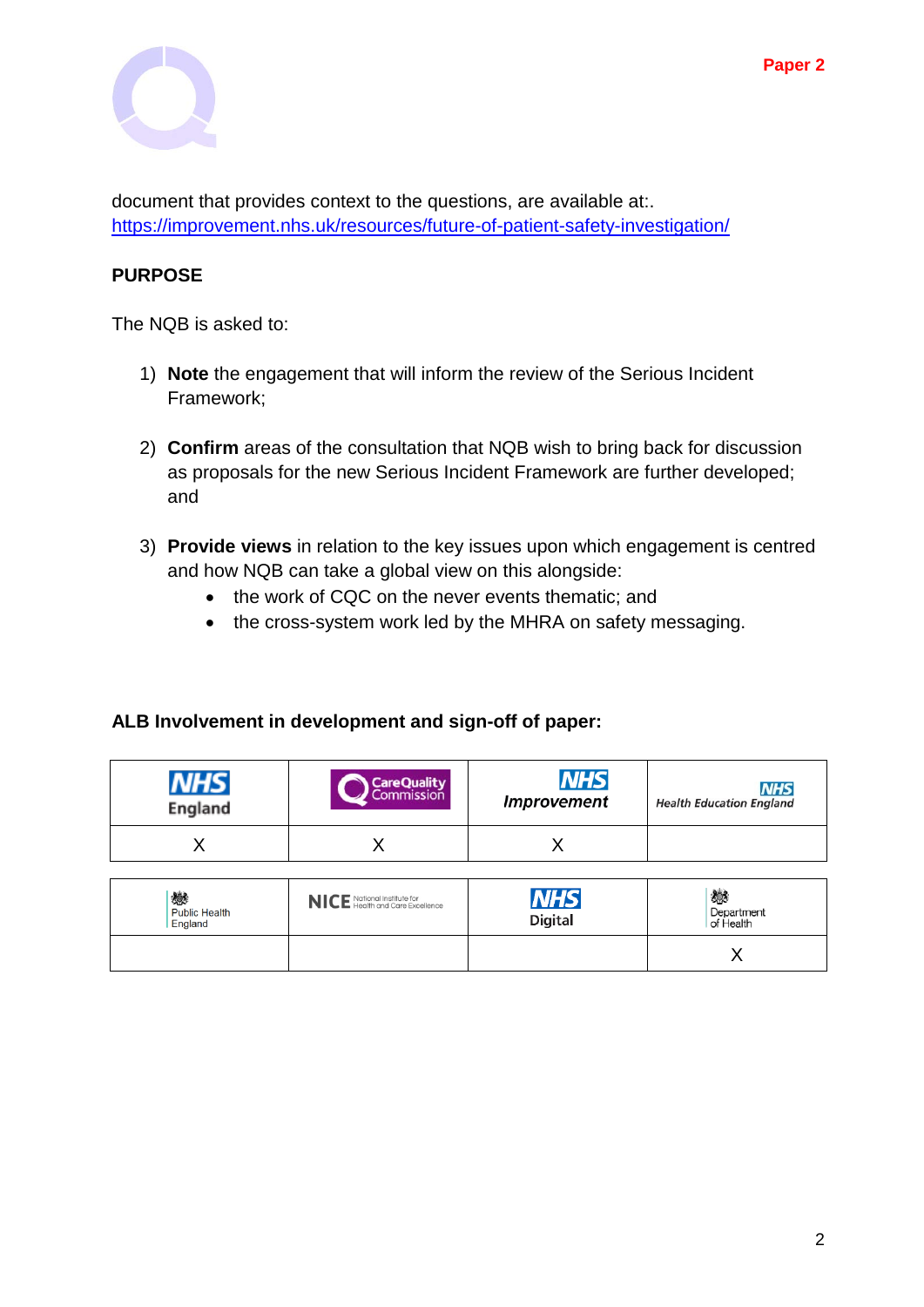Paper 2

document that provides context to the questions, are available at:.
https://improvement.nhs.uk/resources/future-of-patient-safety-investigation/

**PURPOSE**

The NQB is asked to:

1) **Note** the engagement that will inform the review of the Serious Incident Framework;

2) **Confirm** areas of the consultation that NQB wish to bring back for discussion as proposals for the new Serious Incident Framework are further developed; and

3) **Provide views** in relation to the key issues upon which engagement is centred and how NQB can take a global view on this alongside:
   - the work of CQC on the never events thematic; and
   - the cross-system work led by the MHRA on safety messaging.

**ALB Involvement in development and sign-off of paper:**

| NHS England | Care Quality Commission | NHS Improvement | NHS Health Education England |
|---|---|---|---|
| X | X | X | |

| Public Health England | NICE National Institute for Health and Care Excellence | NHS Digital | Department of Health |
|---|---|---|---|
| | | | X |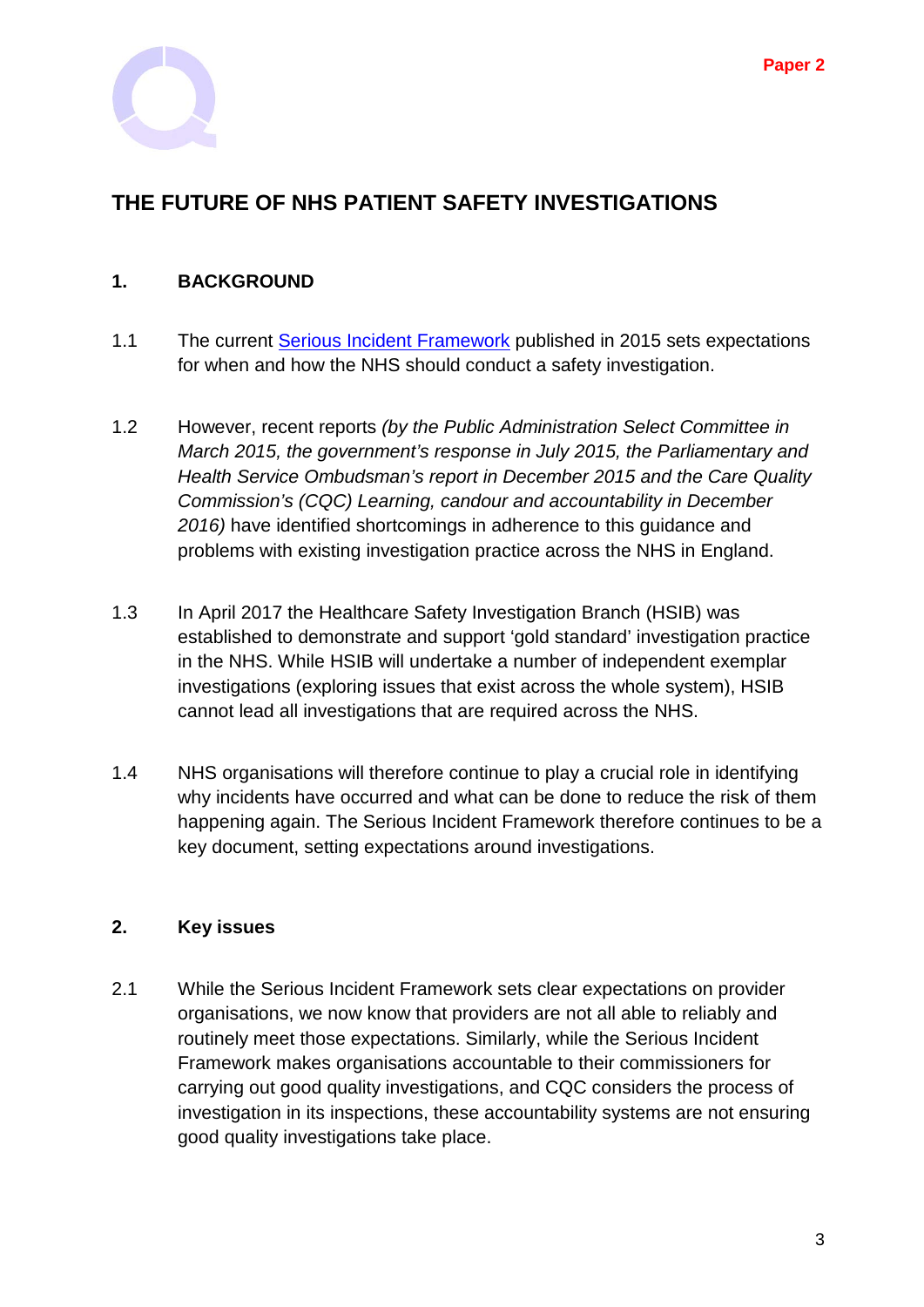Paper 2

# THE FUTURE OF NHS PATIENT SAFETY INVESTIGATIONS

## 1. BACKGROUND

1.1 The current [Serious Incident Framework](#) published in 2015 sets expectations for when and how the NHS should conduct a safety investigation.

1.2 However, recent reports *(by the Public Administration Select Committee in March 2015, the government's response in July 2015, the Parliamentary and Health Service Ombudsman's report in December 2015 and the Care Quality Commission's (CQC) Learning, candour and accountability in December 2016)* have identified shortcomings in adherence to this guidance and problems with existing investigation practice across the NHS in England.

1.3 In April 2017 the Healthcare Safety Investigation Branch (HSIB) was established to demonstrate and support 'gold standard' investigation practice in the NHS. While HSIB will undertake a number of independent exemplar investigations (exploring issues that exist across the whole system), HSIB cannot lead all investigations that are required across the NHS.

1.4 NHS organisations will therefore continue to play a crucial role in identifying why incidents have occurred and what can be done to reduce the risk of them happening again. The Serious Incident Framework therefore continues to be a key document, setting expectations around investigations.

## 2. Key issues

2.1 While the Serious Incident Framework sets clear expectations on provider organisations, we now know that providers are not all able to reliably and routinely meet those expectations. Similarly, while the Serious Incident Framework makes organisations accountable to their commissioners for carrying out good quality investigations, and CQC considers the process of investigation in its inspections, these accountability systems are not ensuring good quality investigations take place.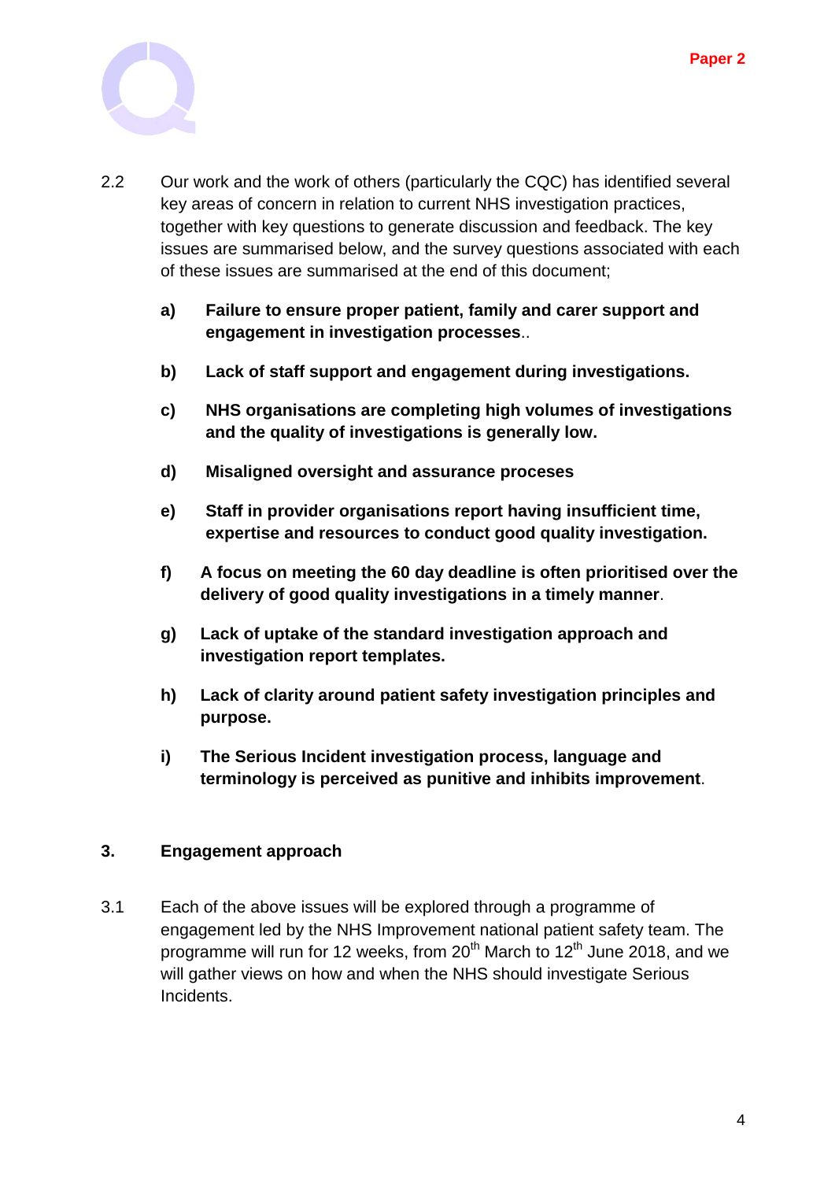2.2 Our work and the work of others (particularly the CQC) has identified several key areas of concern in relation to current NHS investigation practices, together with key questions to generate discussion and feedback. The key issues are summarised below, and the survey questions associated with each of these issues are summarised at the end of this document;

- a) **Failure to ensure proper patient, family and carer support and engagement in investigation processes**..
- b) **Lack of staff support and engagement during investigations.**
- c) **NHS organisations are completing high volumes of investigations and the quality of investigations is generally low.**
- d) **Misaligned oversight and assurance proceses**
- e) **Staff in provider organisations report having insufficient time, expertise and resources to conduct good quality investigation.**
- f) **A focus on meeting the 60 day deadline is often prioritised over the delivery of good quality investigations in a timely manner**.
- g) **Lack of uptake of the standard investigation approach and investigation report templates.**
- h) **Lack of clarity around patient safety investigation principles and purpose.**
- i) **The Serious Incident investigation process, language and terminology is perceived as punitive and inhibits improvement**.

## 3. Engagement approach

3.1 Each of the above issues will be explored through a programme of engagement led by the NHS Improvement national patient safety team. The programme will run for 12 weeks, from 20th March to 12th June 2018, and we will gather views on how and when the NHS should investigate Serious Incidents.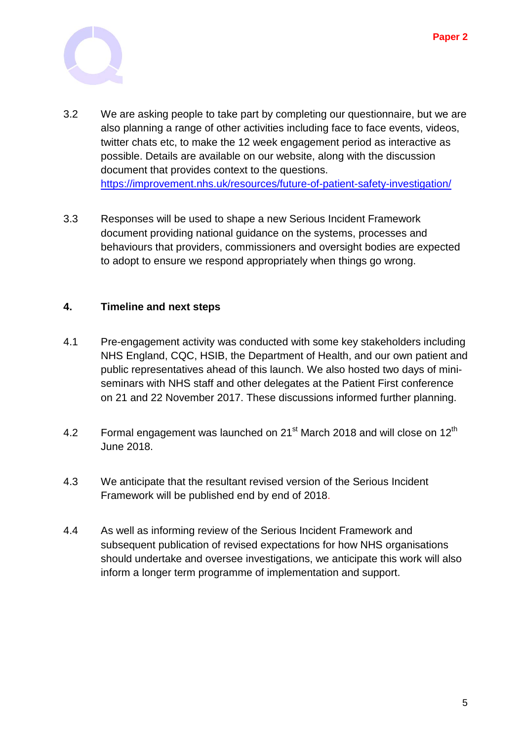3.2 We are asking people to take part by completing our questionnaire, but we are also planning a range of other activities including face to face events, videos, twitter chats etc, to make the 12 week engagement period as interactive as possible. Details are available on our website, along with the discussion document that provides context to the questions. https://improvement.nhs.uk/resources/future-of-patient-safety-investigation/

3.3 Responses will be used to shape a new Serious Incident Framework document providing national guidance on the systems, processes and behaviours that providers, commissioners and oversight bodies are expected to adopt to ensure we respond appropriately when things go wrong.

## 4. Timeline and next steps

4.1 Pre-engagement activity was conducted with some key stakeholders including NHS England, CQC, HSIB, the Department of Health, and our own patient and public representatives ahead of this launch. We also hosted two days of mini-seminars with NHS staff and other delegates at the Patient First conference on 21 and 22 November 2017. These discussions informed further planning.

4.2 Formal engagement was launched on 21st March 2018 and will close on 12th June 2018.

4.3 We anticipate that the resultant revised version of the Serious Incident Framework will be published end by end of 2018.

4.4 As well as informing review of the Serious Incident Framework and subsequent publication of revised expectations for how NHS organisations should undertake and oversee investigations, we anticipate this work will also inform a longer term programme of implementation and support.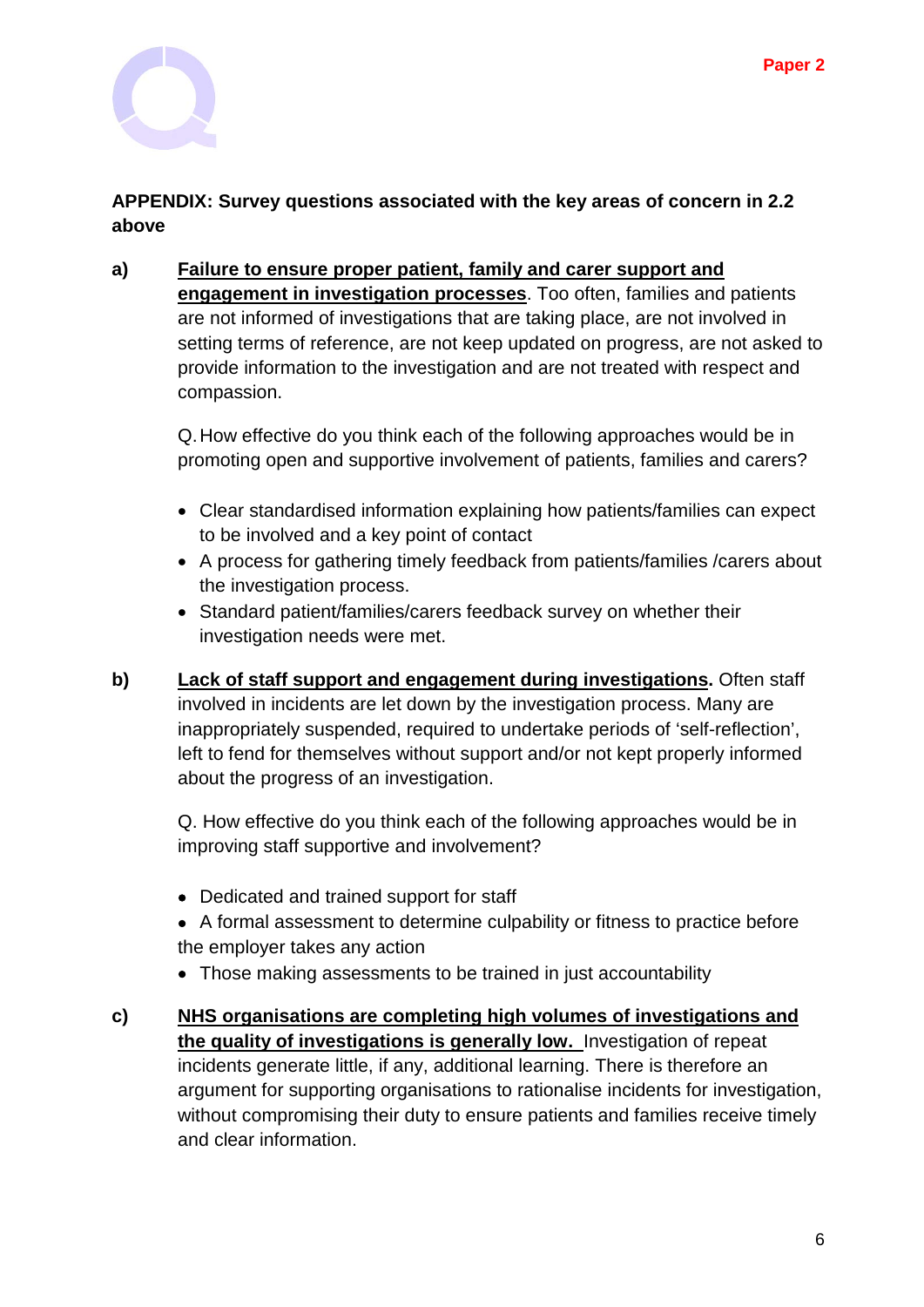**APPENDIX: Survey questions associated with the key areas of concern in 2.2 above**

**a)** **Failure to ensure proper patient, family and carer support and engagement in investigation processes**. Too often, families and patients are not informed of investigations that are taking place, are not involved in setting terms of reference, are not keep updated on progress, are not asked to provide information to the investigation and are not treated with respect and compassion.

Q. How effective do you think each of the following approaches would be in promoting open and supportive involvement of patients, families and carers?

- Clear standardised information explaining how patients/families can expect to be involved and a key point of contact
- A process for gathering timely feedback from patients/families /carers about the investigation process.
- Standard patient/families/carers feedback survey on whether their investigation needs were met.

**b)** **Lack of staff support and engagement during investigations.** Often staff involved in incidents are let down by the investigation process. Many are inappropriately suspended, required to undertake periods of 'self-reflection', left to fend for themselves without support and/or not kept properly informed about the progress of an investigation.

Q. How effective do you think each of the following approaches would be in improving staff supportive and involvement?

- Dedicated and trained support for staff
- A formal assessment to determine culpability or fitness to practice before the employer takes any action
- Those making assessments to be trained in just accountability

**c)** **NHS organisations are completing high volumes of investigations and the quality of investigations is generally low.** Investigation of repeat incidents generate little, if any, additional learning. There is therefore an argument for supporting organisations to rationalise incidents for investigation, without compromising their duty to ensure patients and families receive timely and clear information.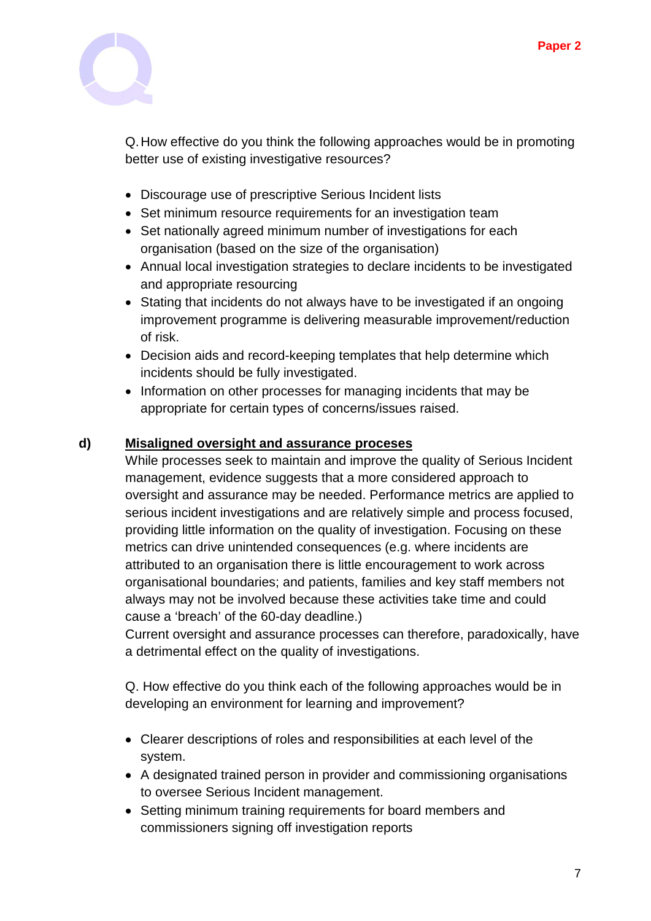Q. How effective do you think the following approaches would be in promoting better use of existing investigative resources?

- Discourage use of prescriptive Serious Incident lists
- Set minimum resource requirements for an investigation team
- Set nationally agreed minimum number of investigations for each organisation (based on the size of the organisation)
- Annual local investigation strategies to declare incidents to be investigated and appropriate resourcing
- Stating that incidents do not always have to be investigated if an ongoing improvement programme is delivering measurable improvement/reduction of risk.
- Decision aids and record-keeping templates that help determine which incidents should be fully investigated.
- Information on other processes for managing incidents that may be appropriate for certain types of concerns/issues raised.

**d)** **Misaligned oversight and assurance proceses**

While processes seek to maintain and improve the quality of Serious Incident management, evidence suggests that a more considered approach to oversight and assurance may be needed. Performance metrics are applied to serious incident investigations and are relatively simple and process focused, providing little information on the quality of investigation. Focusing on these metrics can drive unintended consequences (e.g. where incidents are attributed to an organisation there is little encouragement to work across organisational boundaries; and patients, families and key staff members not always may not be involved because these activities take time and could cause a 'breach' of the 60-day deadline.)

Current oversight and assurance processes can therefore, paradoxically, have a detrimental effect on the quality of investigations.

Q. How effective do you think each of the following approaches would be in developing an environment for learning and improvement?

- Clearer descriptions of roles and responsibilities at each level of the system.
- A designated trained person in provider and commissioning organisations to oversee Serious Incident management.
- Setting minimum training requirements for board members and commissioners signing off investigation reports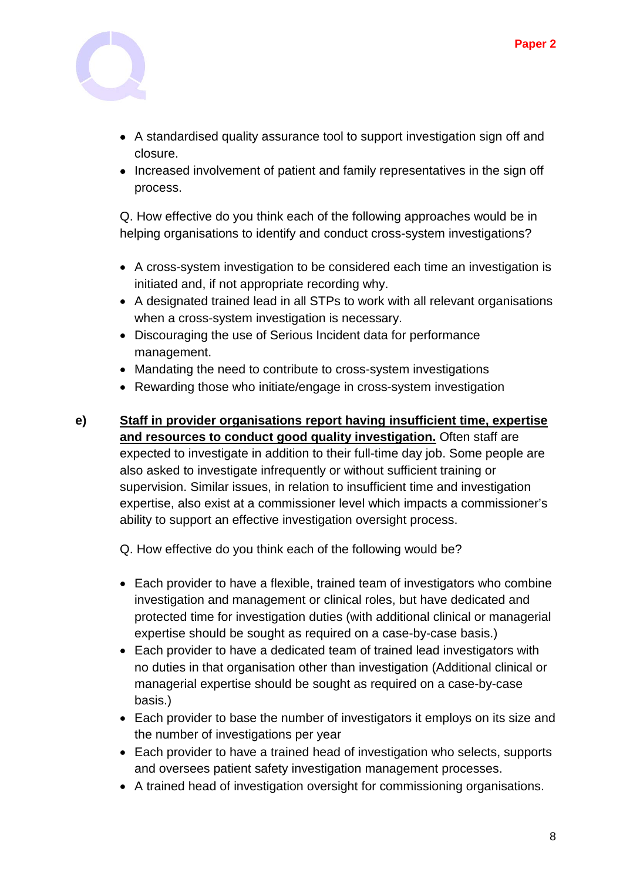- A standardised quality assurance tool to support investigation sign off and closure.
- Increased involvement of patient and family representatives in the sign off process.

Q. How effective do you think each of the following approaches would be in helping organisations to identify and conduct cross-system investigations?

- A cross-system investigation to be considered each time an investigation is initiated and, if not appropriate recording why.
- A designated trained lead in all STPs to work with all relevant organisations when a cross-system investigation is necessary.
- Discouraging the use of Serious Incident data for performance management.
- Mandating the need to contribute to cross-system investigations
- Rewarding those who initiate/engage in cross-system investigation

**e)** **<u>Staff in provider organisations report having insufficient time, expertise and resources to conduct good quality investigation.</u>** Often staff are expected to investigate in addition to their full-time day job. Some people are also asked to investigate infrequently or without sufficient training or supervision. Similar issues, in relation to insufficient time and investigation expertise, also exist at a commissioner level which impacts a commissioner's ability to support an effective investigation oversight process.

Q. How effective do you think each of the following would be?

- Each provider to have a flexible, trained team of investigators who combine investigation and management or clinical roles, but have dedicated and protected time for investigation duties (with additional clinical or managerial expertise should be sought as required on a case-by-case basis.)
- Each provider to have a dedicated team of trained lead investigators with no duties in that organisation other than investigation (Additional clinical or managerial expertise should be sought as required on a case-by-case basis.)
- Each provider to base the number of investigators it employs on its size and the number of investigations per year
- Each provider to have a trained head of investigation who selects, supports and oversees patient safety investigation management processes.
- A trained head of investigation oversight for commissioning organisations.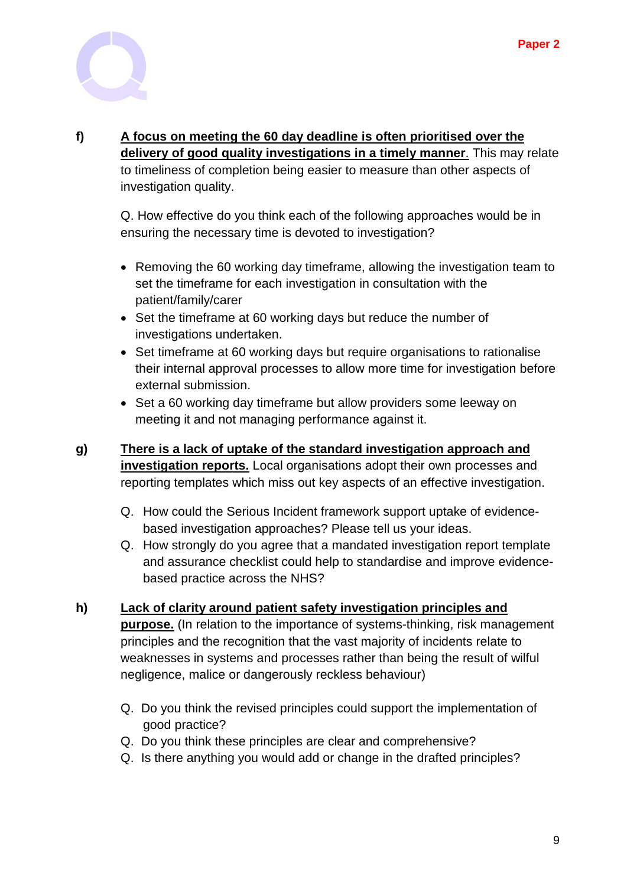**f)** **A focus on meeting the 60 day deadline is often prioritised over the delivery of good quality investigations in a timely manner**. This may relate to timeliness of completion being easier to measure than other aspects of investigation quality.

Q. How effective do you think each of the following approaches would be in ensuring the necessary time is devoted to investigation?

- Removing the 60 working day timeframe, allowing the investigation team to set the timeframe for each investigation in consultation with the patient/family/carer
- Set the timeframe at 60 working days but reduce the number of investigations undertaken.
- Set timeframe at 60 working days but require organisations to rationalise their internal approval processes to allow more time for investigation before external submission.
- Set a 60 working day timeframe but allow providers some leeway on meeting it and not managing performance against it.

**g)** **There is a lack of uptake of the standard investigation approach and investigation reports.** Local organisations adopt their own processes and reporting templates which miss out key aspects of an effective investigation.

Q. How could the Serious Incident framework support uptake of evidence-based investigation approaches? Please tell us your ideas.

Q. How strongly do you agree that a mandated investigation report template and assurance checklist could help to standardise and improve evidence-based practice across the NHS?

**h)** **Lack of clarity around patient safety investigation principles and purpose.** (In relation to the importance of systems-thinking, risk management principles and the recognition that the vast majority of incidents relate to weaknesses in systems and processes rather than being the result of wilful negligence, malice or dangerously reckless behaviour)

Q. Do you think the revised principles could support the implementation of good practice?

Q. Do you think these principles are clear and comprehensive?

Q. Is there anything you would add or change in the drafted principles?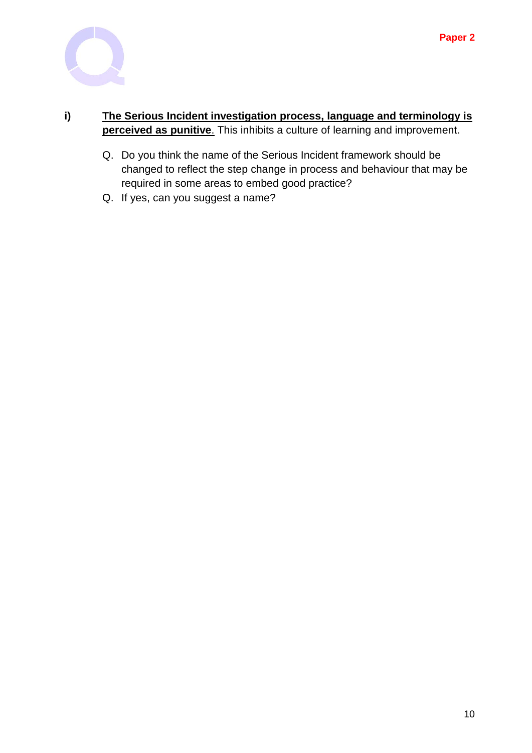i) **<u>The Serious Incident investigation process, language and terminology is perceived as punitive</u>**. This inhibits a culture of learning and improvement.

- Q. Do you think the name of the Serious Incident framework should be changed to reflect the step change in process and behaviour that may be required in some areas to embed good practice?
- Q. If yes, can you suggest a name?